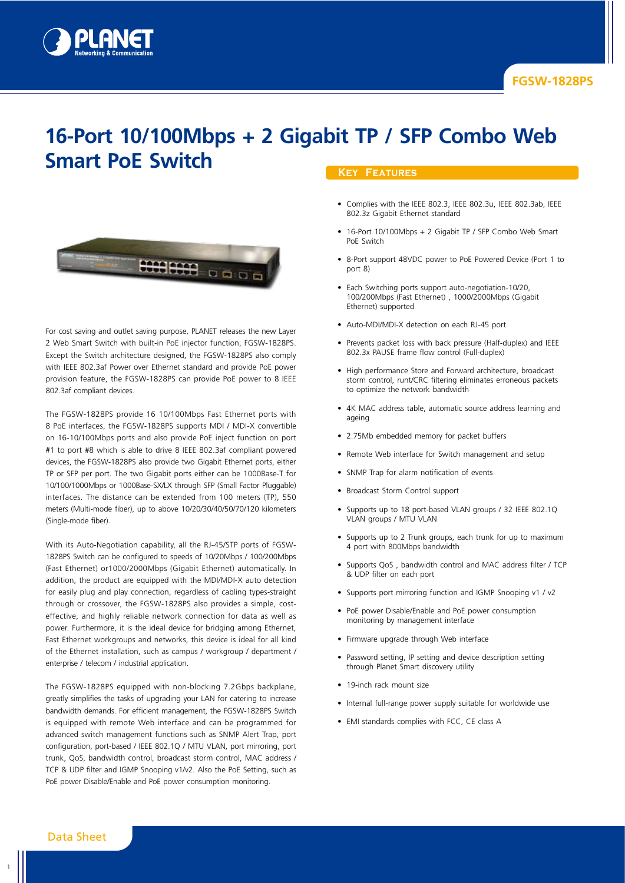# 16-Port 10/100Mbps + 2 Gigabit TP / SFP Combo Web Smart PoE Switch

For cost saving and outlet saving purpose, PLANET releases the new Layer 2 Web Smart Switch with built-in PoE injector function, FGSW-1828PS. Except the Switch architecture designed, the FGSW-1828PS also comply with IEEE 802.3af Power over Ethernet standard and provide PoE power provision feature, the FGSW-1828PS can provide PoE power to 8 IEEE 802.3af compliant devices.

The FGSW-1828PS provide 16 10/100Mbps Fast Ethernet ports with 8 PoE interfaces, the FGSW-1828PS supports MDI / MDI-X convertible on 16-10/100Mbps ports and also provide PoE inject function on port #1 to port #8 which is able to drive 8 IEEE 802.3af compliant powered devices, the FGSW-1828PS also provide two Gigabit Ethernet ports, either TP or SFP per port. The two Gigabit ports either can be 1000Base-T for 10/100/1000Mbps or 1000Base-SX/LX through SFP (Small Factor Pluggable) interfaces. The distance can be extended from 100 meters (TP), 550 meters (Multi-mode fiber), up to above 10/20/30/40/50/70/120 kilometers (Single-mode fiber).

With its Auto-Negotiation capability, all the RJ-45/STP ports of FGSW-1828PS Switch can be configured to speeds of 10/20Mbps / 100/200Mbps (Fast Ethernet) or1000/2000Mbps (Gigabit Ethernet) automatically. In addition, the product are equipped with the MDI/MDI-X auto detection for easily plug and play connection, regardless of cabling types-straight through or crossover, the FGSW-1828PS also provides a simple, cost-effective, and highly reliable network connection for data as well as power. Furthermore, it is the ideal device for bridging among Ethernet, Fast Ethernet workgroups and networks, this device is ideal for all kind of the Ethernet installation, such as campus / workgroup / department / enterprise / telecom / industrial application.

The FGSW-1828PS equipped with non-blocking 7.2Gbps backplane, greatly simplifies the tasks of upgrading your LAN for catering to increase bandwidth demands. For efficient management, the FGSW-1828PS Switch is equipped with remote Web interface and can be programmed for advanced switch management functions such as SNMP Alert Trap, port configuration, port-based / IEEE 802.1Q / MTU VLAN, port mirroring, port trunk, QoS, bandwidth control, broadcast storm control, MAC address / TCP & UDP filter and IGMP Snooping v1/v2. Also the PoE Setting, such as PoE power Disable/Enable and PoE power consumption monitoring.

## Key Features

- Complies with the IEEE 802.3, IEEE 802.3u, IEEE 802.3ab, IEEE 802.3z Gigabit Ethernet standard
- 16-Port 10/100Mbps + 2 Gigabit TP / SFP Combo Web Smart PoE Switch
- 8-Port support 48VDC power to PoE Powered Device (Port 1 to port 8)
- Each Switching ports support auto-negotiation-10/20, 100/200Mbps (Fast Ethernet) , 1000/2000Mbps (Gigabit Ethernet) supported
- Auto-MDI/MDI-X detection on each RJ-45 port
- Prevents packet loss with back pressure (Half-duplex) and IEEE 802.3x PAUSE frame flow control (Full-duplex)
- High performance Store and Forward architecture, broadcast storm control, runt/CRC filtering eliminates erroneous packets to optimize the network bandwidth
- 4K MAC address table, automatic source address learning and ageing
- 2.75Mb embedded memory for packet buffers
- Remote Web interface for Switch management and setup
- SNMP Trap for alarm notification of events
- Broadcast Storm Control support
- Supports up to 18 port-based VLAN groups / 32 IEEE 802.1Q VLAN groups / MTU VLAN
- Supports up to 2 Trunk groups, each trunk for up to maximum 4 port with 800Mbps bandwidth
- Supports QoS , bandwidth control and MAC address filter / TCP & UDP filter on each port
- Supports port mirroring function and IGMP Snooping v1 / v2
- PoE power Disable/Enable and PoE power consumption monitoring by management interface
- Firmware upgrade through Web interface
- Password setting, IP setting and device description setting through Planet Smart discovery utility
- 19-inch rack mount size
- Internal full-range power supply suitable for worldwide use
- EMI standards complies with FCC, CE class A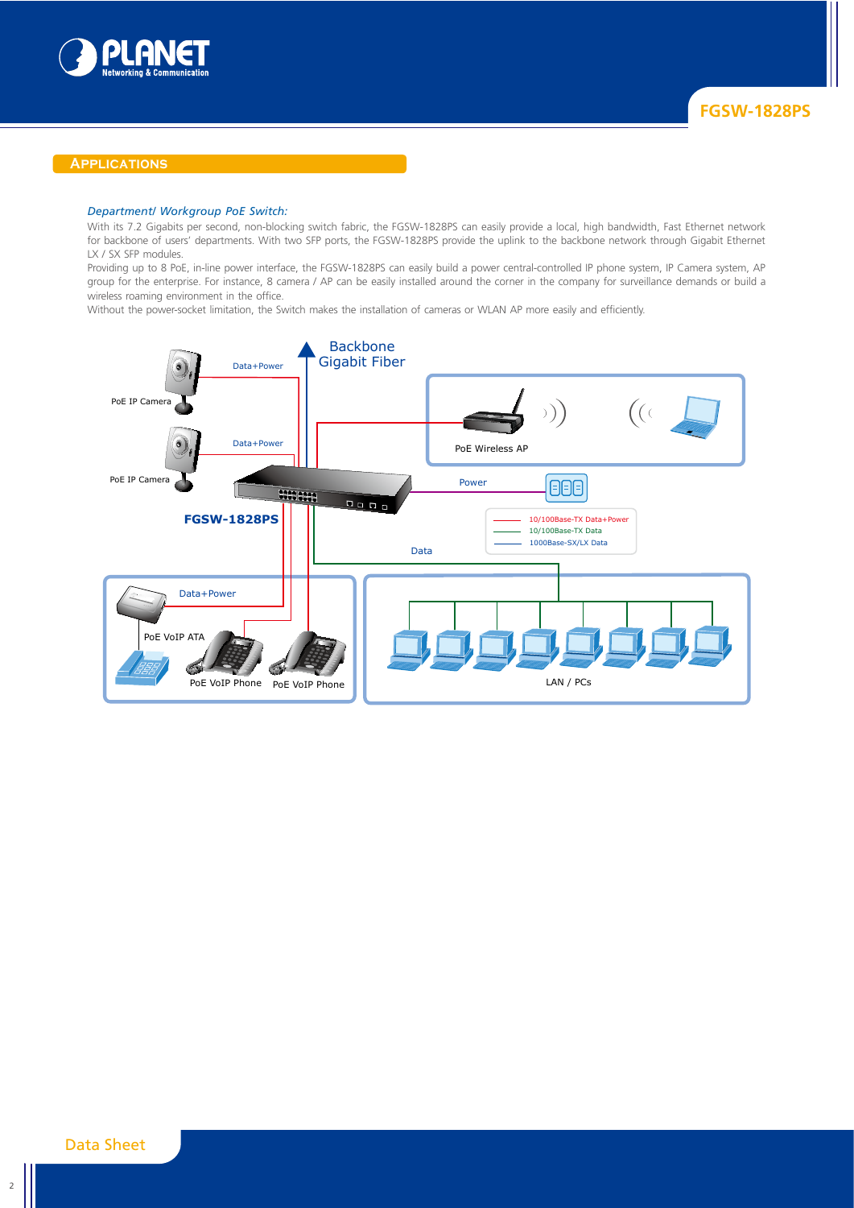## Applications

*Department/ Workgroup PoE Switch:*

With its 7.2 Gigabits per second, non-blocking switch fabric, the FGSW-1828PS can easily provide a local, high bandwidth, Fast Ethernet network for backbone of users' departments. With two SFP ports, the FGSW-1828PS provide the uplink to the backbone network through Gigabit Ethernet LX / SX SFP modules.

Providing up to 8 PoE, in-line power interface, the FGSW-1828PS can easily build a power central-controlled IP phone system, IP Camera system, AP group for the enterprise. For instance, 8 camera / AP can be easily installed around the corner in the company for surveillance demands or build a wireless roaming environment in the office.

Without the power-socket limitation, the Switch makes the installation of cameras or WLAN AP more easily and efficiently.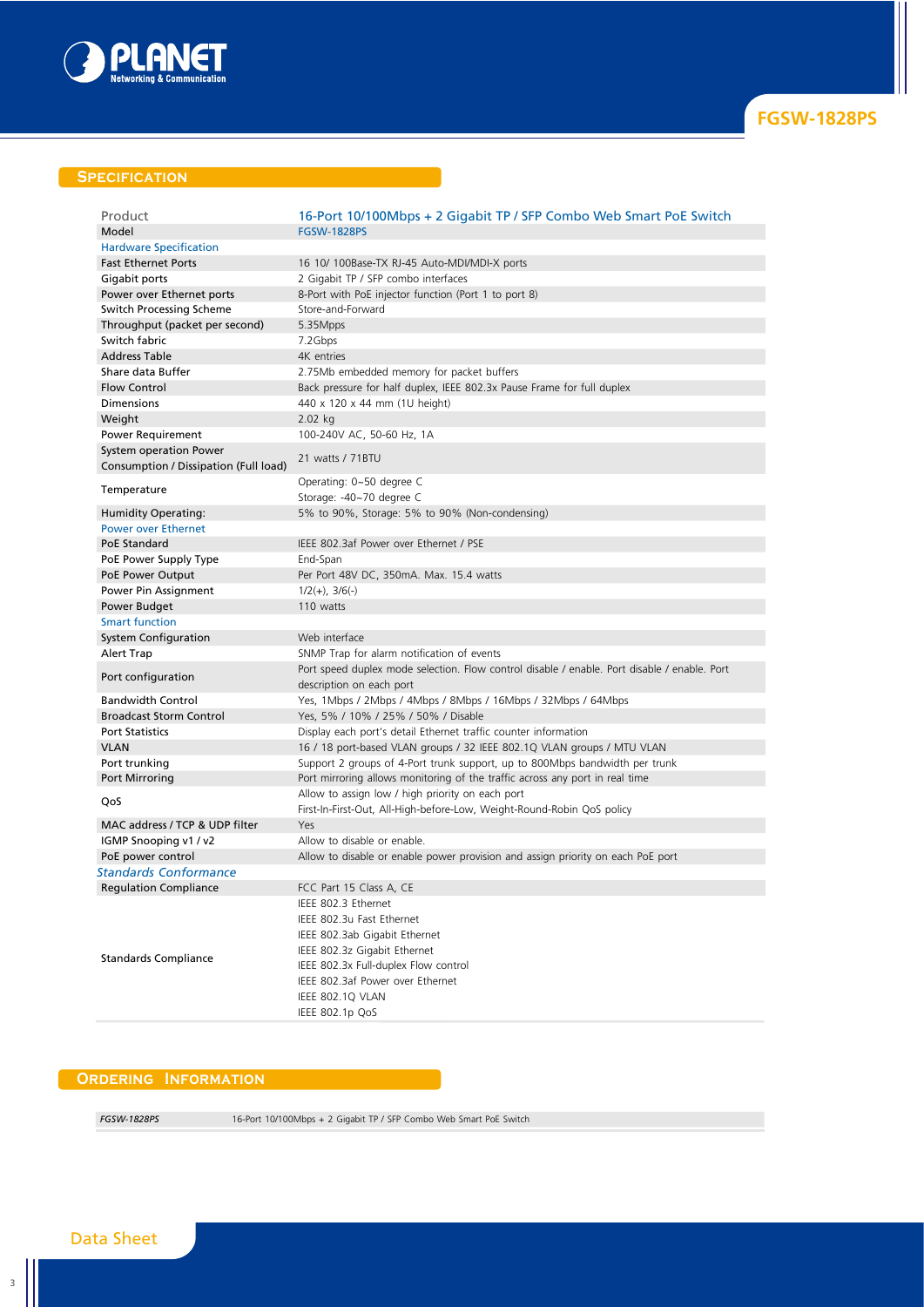## Specification

| Product | 16-Port 10/100Mbps + 2 Gigabit TP / SFP Combo Web Smart PoE Switch |
|---|---|
| Model | FGSW-1828PS |
| **Hardware Specification** | |
| Fast Ethernet Ports | 16 10/ 100Base-TX RJ-45 Auto-MDI/MDI-X ports |
| Gigabit ports | 2 Gigabit TP / SFP combo interfaces |
| Power over Ethernet ports | 8-Port with PoE injector function (Port 1 to port 8) |
| Switch Processing Scheme | Store-and-Forward |
| Throughput (packet per second) | 5.35Mpps |
| Switch fabric | 7.2Gbps |
| Address Table | 4K entries |
| Share data Buffer | 2.75Mb embedded memory for packet buffers |
| Flow Control | Back pressure for half duplex, IEEE 802.3x Pause Frame for full duplex |
| Dimensions | 440 x 120 x 44 mm (1U height) |
| Weight | 2.02 kg |
| Power Requirement | 100-240V AC, 50-60 Hz, 1A |
| System operation Power Consumption / Dissipation (Full load) | 21 watts / 71BTU |
| Temperature | Operating: 0~50 degree C<br>Storage: -40~70 degree C |
| Humidity Operating: | 5% to 90%, Storage: 5% to 90% (Non-condensing) |
| **Power over Ethernet** | |
| PoE Standard | IEEE 802.3af Power over Ethernet / PSE |
| PoE Power Supply Type | End-Span |
| PoE Power Output | Per Port 48V DC, 350mA. Max. 15.4 watts |
| Power Pin Assignment | 1/2(+), 3/6(-) |
| Power Budget | 110 watts |
| **Smart function** | |
| System Configuration | Web interface |
| Alert Trap | SNMP Trap for alarm notification of events |
| Port configuration | Port speed duplex mode selection. Flow control disable / enable. Port disable / enable. Port description on each port |
| Bandwidth Control | Yes, 1Mbps / 2Mbps / 4Mbps / 8Mbps / 16Mbps / 32Mbps / 64Mbps |
| Broadcast Storm Control | Yes, 5% / 10% / 25% / 50% / Disable |
| Port Statistics | Display each port's detail Ethernet traffic counter information |
| VLAN | 16 / 18 port-based VLAN groups / 32 IEEE 802.1Q VLAN groups / MTU VLAN |
| Port trunking | Support 2 groups of 4-Port trunk support, up to 800Mbps bandwidth per trunk |
| Port Mirroring | Port mirroring allows monitoring of the traffic across any port in real time |
| QoS | Allow to assign low / high priority on each port<br>First-In-First-Out, All-High-before-Low, Weight-Round-Robin QoS policy |
| MAC address / TCP & UDP filter | Yes |
| IGMP Snooping v1 / v2 | Allow to disable or enable. |
| PoE power control | Allow to disable or enable power provision and assign priority on each PoE port |
| ***Standards Conformance*** | |
| Regulation Compliance | FCC Part 15 Class A, CE |
| Standards Compliance | IEEE 802.3 Ethernet<br>IEEE 802.3u Fast Ethernet<br>IEEE 802.3ab Gigabit Ethernet<br>IEEE 802.3z Gigabit Ethernet<br>IEEE 802.3x Full-duplex Flow control<br>IEEE 802.3af Power over Ethernet<br>IEEE 802.1Q VLAN<br>IEEE 802.1p QoS |

## Ordering Information

| | |
|---|---|
| *FGSW-1828PS* | 16-Port 10/100Mbps + 2 Gigabit TP / SFP Combo Web Smart PoE Switch |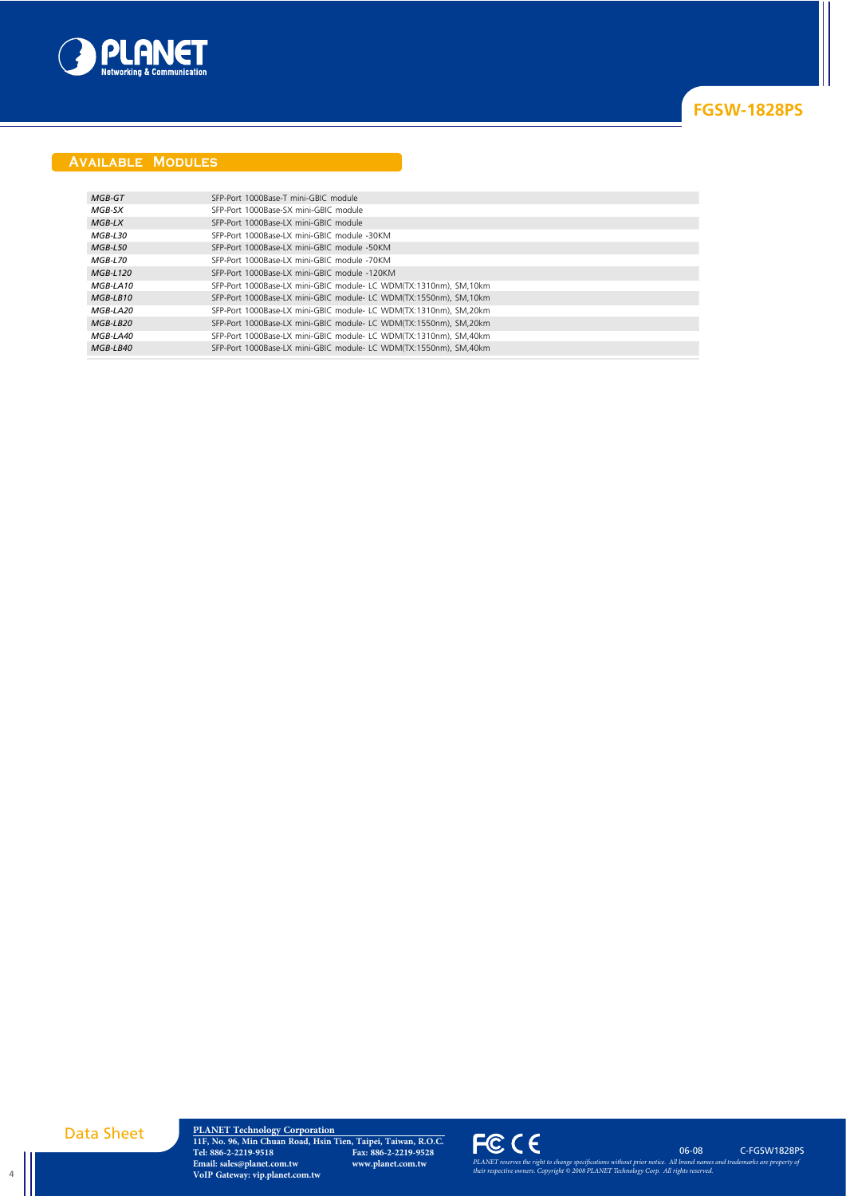## Available Modules

| | |
|---|---|
| *MGB-GT* | SFP-Port 1000Base-T mini-GBIC module |
| *MGB-SX* | SFP-Port 1000Base-SX mini-GBIC module |
| *MGB-LX* | SFP-Port 1000Base-LX mini-GBIC module |
| *MGB-L30* | SFP-Port 1000Base-LX mini-GBIC module -30KM |
| *MGB-L50* | SFP-Port 1000Base-LX mini-GBIC module -50KM |
| *MGB-L70* | SFP-Port 1000Base-LX mini-GBIC module -70KM |
| *MGB-L120* | SFP-Port 1000Base-LX mini-GBIC module -120KM |
| *MGB-LA10* | SFP-Port 1000Base-LX mini-GBIC module- LC WDM(TX:1310nm), SM,10km |
| *MGB-LB10* | SFP-Port 1000Base-LX mini-GBIC module- LC WDM(TX:1550nm), SM,10km |
| *MGB-LA20* | SFP-Port 1000Base-LX mini-GBIC module- LC WDM(TX:1310nm), SM,20km |
| *MGB-LB20* | SFP-Port 1000Base-LX mini-GBIC module- LC WDM(TX:1550nm), SM,20km |
| *MGB-LA40* | SFP-Port 1000Base-LX mini-GBIC module- LC WDM(TX:1310nm), SM,40km |
| *MGB-LB40* | SFP-Port 1000Base-LX mini-GBIC module- LC WDM(TX:1550nm), SM,40km |

Data Sheet

**PLANET Technology Corporation**
**11F, No. 96, Min Chuan Road, Hsin Tien, Taipei, Taiwan, R.O.C.**
**Tel: 886-2-2219-9518** **Fax: 886-2-2219-9528**
**Email: sales@planet.com.tw** **www.planet.com.tw**
**VoIP Gateway: vip.planet.com.tw**

*PLANET reserves the right to change specifications without prior notice. All brand names and trademarks are property of their respective owners. Copyright © 2008 PLANET Technology Corp. All rights reserved.*

06-08 C-FGSW1828PS